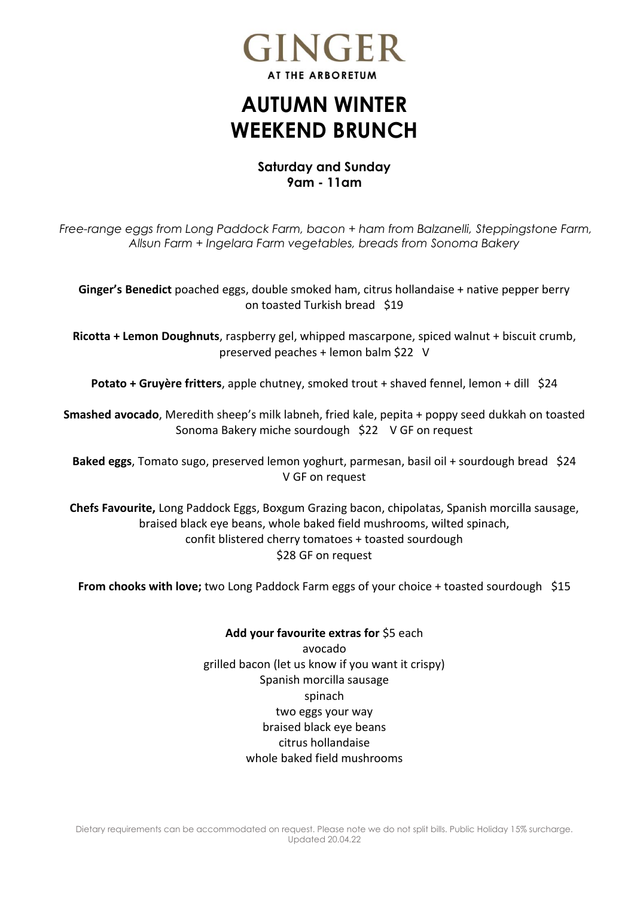# GINGER

AT THE ARBORETUM

## AUTUMN WINTER WEEKEND BRUNCH

**Saturday and Sunday**
**9am - 11am**

*Free-range eggs from Long Paddock Farm, bacon + ham from Balzanelli, Steppingstone Farm, Allsun Farm + Ingelara Farm vegetables, breads from Sonoma Bakery*

**Ginger's Benedict** poached eggs, double smoked ham, citrus hollandaise + native pepper berry on toasted Turkish bread $19

**Ricotta + Lemon Doughnuts**, raspberry gel, whipped mascarpone, spiced walnut + biscuit crumb, preserved peaches + lemon balm $22 V

**Potato + Gruyère fritters**, apple chutney, smoked trout + shaved fennel, lemon + dill $24

**Smashed avocado**, Meredith sheep's milk labneh, fried kale, pepita + poppy seed dukkah on toasted Sonoma Bakery miche sourdough $22 V GF on request

**Baked eggs**, Tomato sugo, preserved lemon yoghurt, parmesan, basil oil + sourdough bread $24 V GF on request

**Chefs Favourite,** Long Paddock Eggs, Boxgum Grazing bacon, chipolatas, Spanish morcilla sausage, braised black eye beans, whole baked field mushrooms, wilted spinach, confit blistered cherry tomatoes + toasted sourdough
$28 GF on request

**From chooks with love;** two Long Paddock Farm eggs of your choice + toasted sourdough $15

**Add your favourite extras for** $5 each
avocado
grilled bacon (let us know if you want it crispy)
Spanish morcilla sausage
spinach
two eggs your way
braised black eye beans
citrus hollandaise
whole baked field mushrooms

Dietary requirements can be accommodated on request. Please note we do not split bills. Public Holiday 15% surcharge.
Updated 20.04.22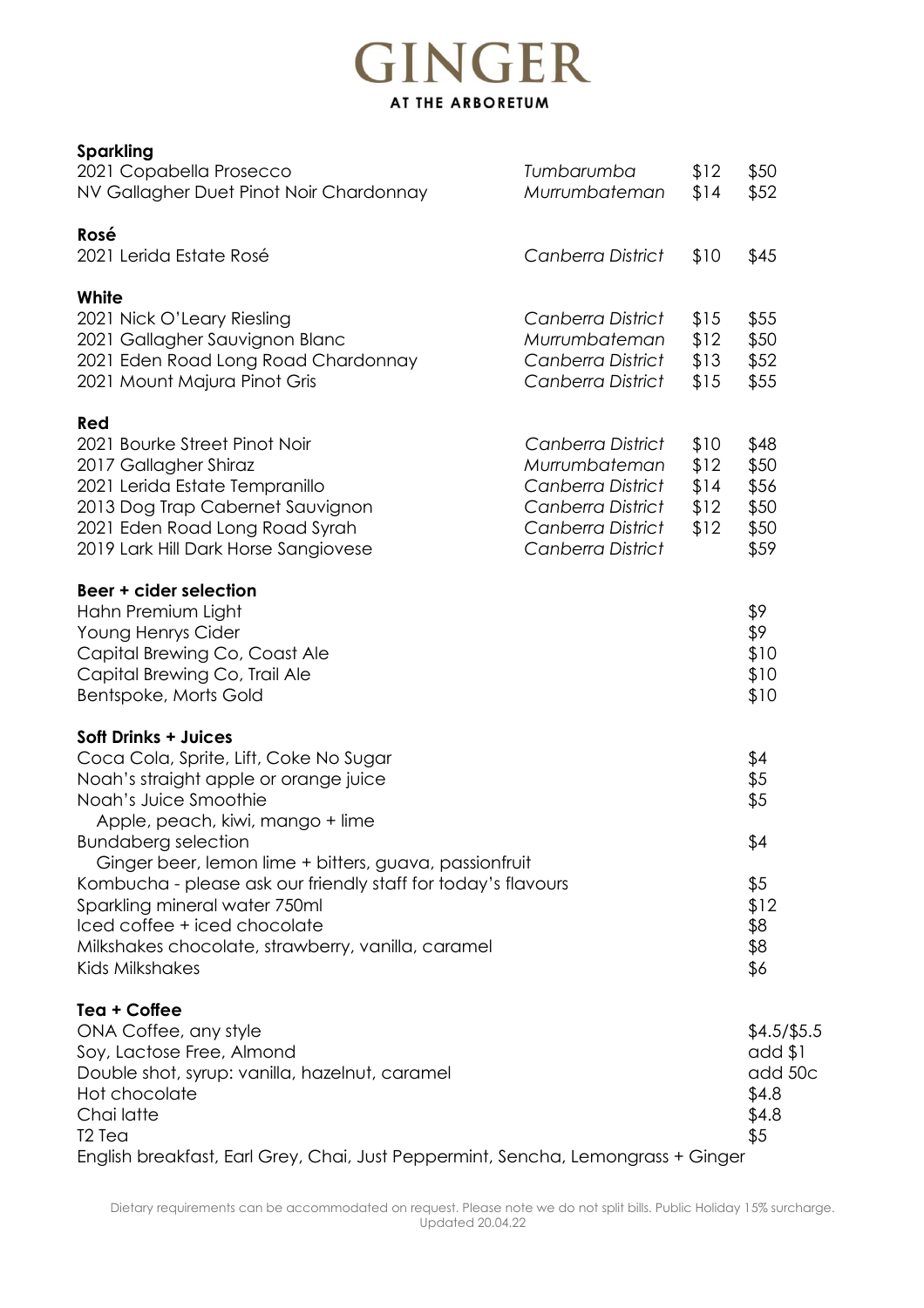# GINGER

AT THE ARBORETUM

## Sparkling

| | | | |
|---|---|---|---|
| 2021 Copabella Prosecco | *Tumbarumba* | $12 | $50 |
| NV Gallagher Duet Pinot Noir Chardonnay | *Murrumbateman* | $14 | $52 |

## Rosé

| | | | |
|---|---|---|---|
| 2021 Lerida Estate Rosé | *Canberra District* | $10 | $45 |

## White

| | | | |
|---|---|---|---|
| 2021 Nick O'Leary Riesling | *Canberra District* | $15 | $55 |
| 2021 Gallagher Sauvignon Blanc | *Murrumbateman* | $12 | $50 |
| 2021 Eden Road Long Road Chardonnay | *Canberra District* | $13 | $52 |
| 2021 Mount Majura Pinot Gris | *Canberra District* | $15 | $55 |

## Red

| | | | |
|---|---|---|---|
| 2021 Bourke Street Pinot Noir | *Canberra District* | $10 | $48 |
| 2017 Gallagher Shiraz | *Murrumbateman* | $12 | $50 |
| 2021 Lerida Estate Tempranillo | *Canberra District* | $14 | $56 |
| 2013 Dog Trap Cabernet Sauvignon | *Canberra District* | $12 | $50 |
| 2021 Eden Road Long Road Syrah | *Canberra District* | $12 | $50 |
| 2019 Lark Hill Dark Horse Sangiovese | *Canberra District* | | $59 |

## Beer + cider selection

| | |
|---|---|
| Hahn Premium Light | $9 |
| Young Henrys Cider | $9 |
| Capital Brewing Co, Coast Ale | $10 |
| Capital Brewing Co, Trail Ale | $10 |
| Bentspoke, Morts Gold | $10 |

## Soft Drinks + Juices

| | |
|---|---|
| Coca Cola, Sprite, Lift, Coke No Sugar | $4 |
| Noah's straight apple or orange juice | $5 |
| Noah's Juice Smoothie<br>Apple, peach, kiwi, mango + lime | $5 |
| Bundaberg selection<br>Ginger beer, lemon lime + bitters, guava, passionfruit | $4 |
| Kombucha - please ask our friendly staff for today's flavours | $5 |
| Sparkling mineral water 750ml | $12 |
| Iced coffee + iced chocolate | $8 |
| Milkshakes chocolate, strawberry, vanilla, caramel | $8 |
| Kids Milkshakes | $6 |

## Tea + Coffee

| | |
|---|---|
| ONA Coffee, any style | $4.5/$5.5 |
| Soy, Lactose Free, Almond | add $1 |
| Double shot, syrup: vanilla, hazelnut, caramel | add 50c |
| Hot chocolate | $4.8 |
| Chai latte | $4.8 |
| T2 Tea<br>English breakfast, Earl Grey, Chai, Just Peppermint, Sencha, Lemongrass + Ginger | $5 |

Dietary requirements can be accommodated on request. Please note we do not split bills. Public Holiday 15% surcharge.
Updated 20.04.22